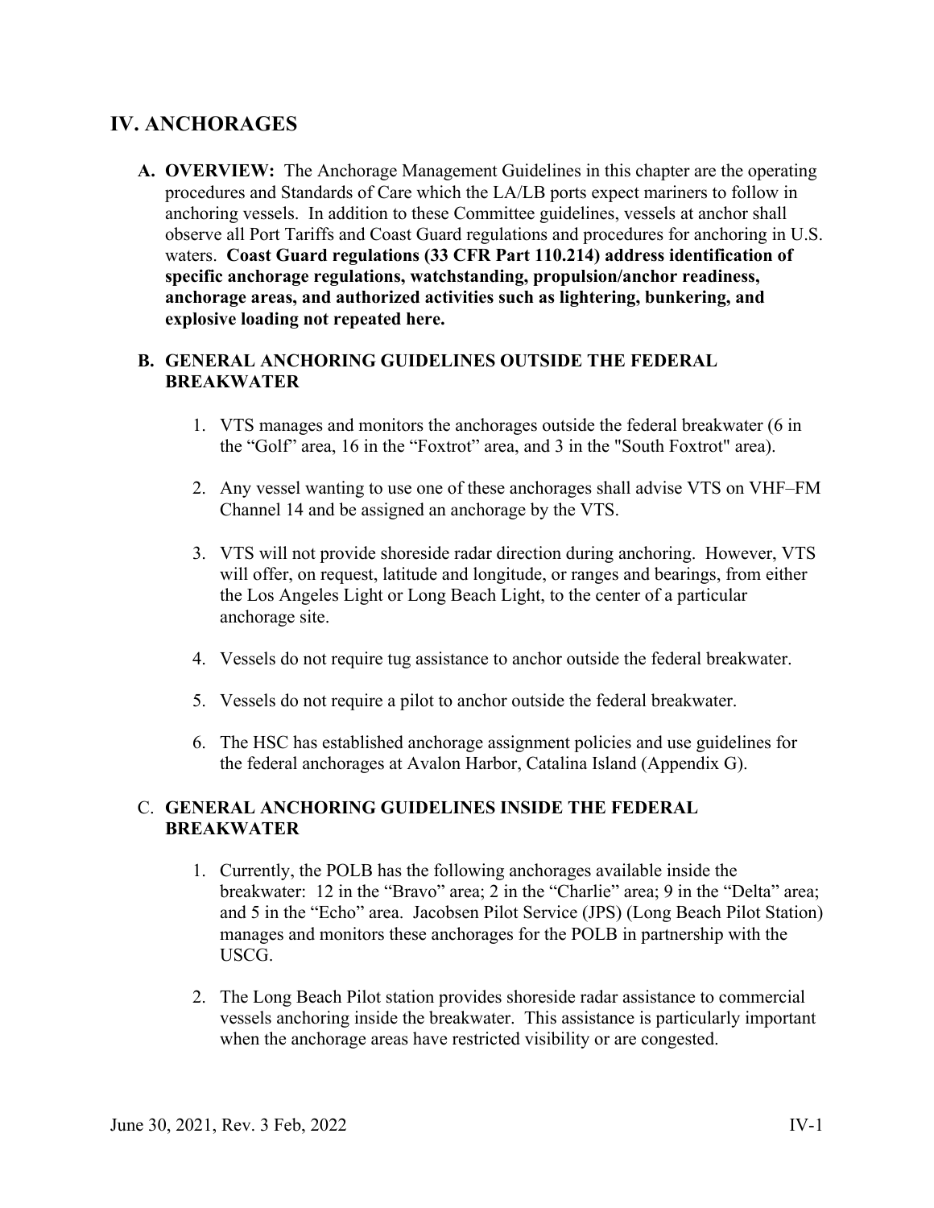# IV. ANCHORAGES

**A. OVERVIEW:** The Anchorage Management Guidelines in this chapter are the operating procedures and Standards of Care which the LA/LB ports expect mariners to follow in anchoring vessels. In addition to these Committee guidelines, vessels at anchor shall observe all Port Tariffs and Coast Guard regulations and procedures for anchoring in U.S. waters. **Coast Guard regulations (33 CFR Part 110.214) address identification of specific anchorage regulations, watchstanding, propulsion/anchor readiness, anchorage areas, and authorized activities such as lightering, bunkering, and explosive loading not repeated here.**

**B. GENERAL ANCHORING GUIDELINES OUTSIDE THE FEDERAL BREAKWATER**

1. VTS manages and monitors the anchorages outside the federal breakwater (6 in the "Golf" area, 16 in the "Foxtrot" area, and 3 in the "South Foxtrot" area).
2. Any vessel wanting to use one of these anchorages shall advise VTS on VHF–FM Channel 14 and be assigned an anchorage by the VTS.
3. VTS will not provide shoreside radar direction during anchoring. However, VTS will offer, on request, latitude and longitude, or ranges and bearings, from either the Los Angeles Light or Long Beach Light, to the center of a particular anchorage site.
4. Vessels do not require tug assistance to anchor outside the federal breakwater.
5. Vessels do not require a pilot to anchor outside the federal breakwater.
6. The HSC has established anchorage assignment policies and use guidelines for the federal anchorages at Avalon Harbor, Catalina Island (Appendix G).

C. **GENERAL ANCHORING GUIDELINES INSIDE THE FEDERAL BREAKWATER**

1. Currently, the POLB has the following anchorages available inside the breakwater: 12 in the "Bravo" area; 2 in the "Charlie" area; 9 in the "Delta" area; and 5 in the "Echo" area. Jacobsen Pilot Service (JPS) (Long Beach Pilot Station) manages and monitors these anchorages for the POLB in partnership with the USCG.
2. The Long Beach Pilot station provides shoreside radar assistance to commercial vessels anchoring inside the breakwater. This assistance is particularly important when the anchorage areas have restricted visibility or are congested.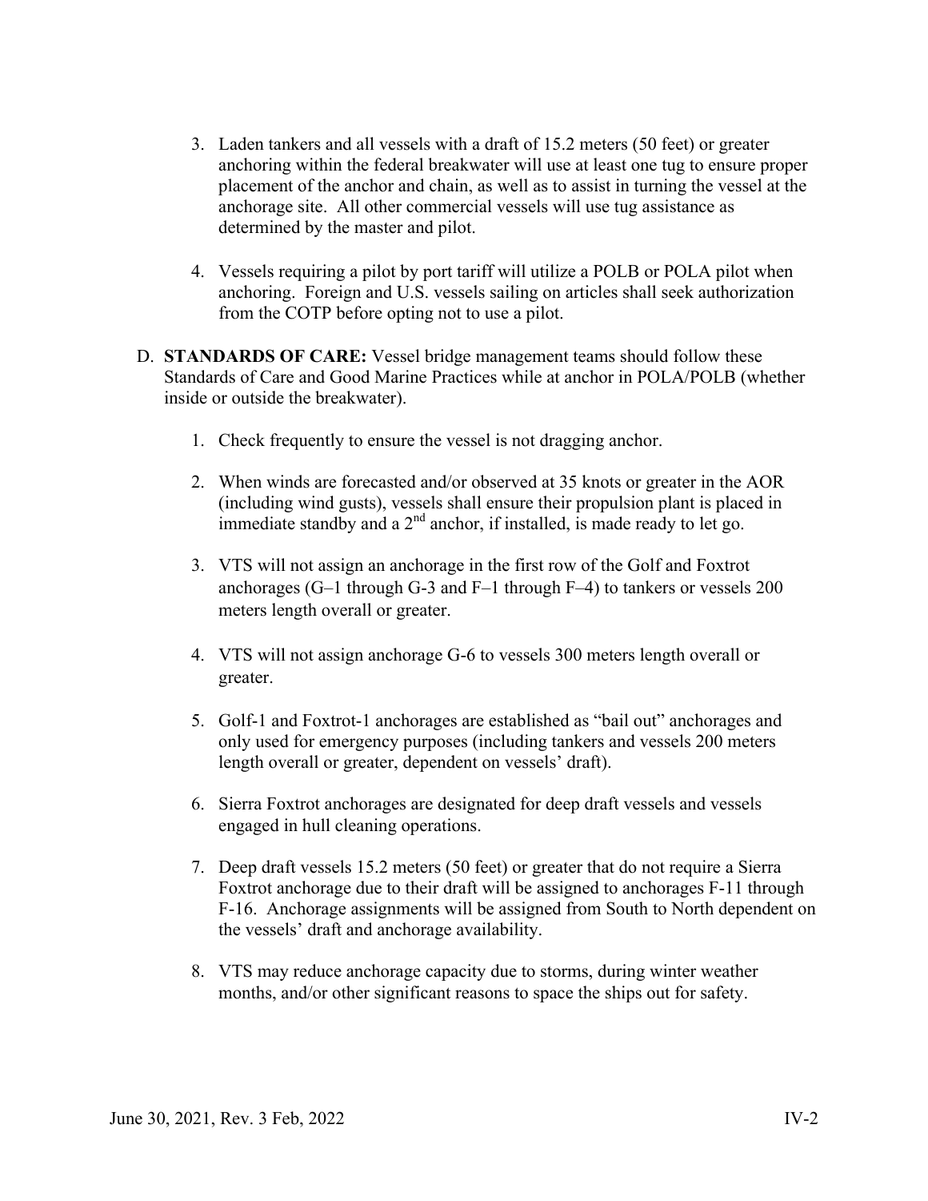3. Laden tankers and all vessels with a draft of 15.2 meters (50 feet) or greater anchoring within the federal breakwater will use at least one tug to ensure proper placement of the anchor and chain, as well as to assist in turning the vessel at the anchorage site. All other commercial vessels will use tug assistance as determined by the master and pilot.

4. Vessels requiring a pilot by port tariff will utilize a POLB or POLA pilot when anchoring. Foreign and U.S. vessels sailing on articles shall seek authorization from the COTP before opting not to use a pilot.

D. **STANDARDS OF CARE:** Vessel bridge management teams should follow these Standards of Care and Good Marine Practices while at anchor in POLA/POLB (whether inside or outside the breakwater).

1. Check frequently to ensure the vessel is not dragging anchor.

2. When winds are forecasted and/or observed at 35 knots or greater in the AOR (including wind gusts), vessels shall ensure their propulsion plant is placed in immediate standby and a 2nd anchor, if installed, is made ready to let go.

3. VTS will not assign an anchorage in the first row of the Golf and Foxtrot anchorages (G–1 through G-3 and F–1 through F–4) to tankers or vessels 200 meters length overall or greater.

4. VTS will not assign anchorage G-6 to vessels 300 meters length overall or greater.

5. Golf-1 and Foxtrot-1 anchorages are established as "bail out" anchorages and only used for emergency purposes (including tankers and vessels 200 meters length overall or greater, dependent on vessels' draft).

6. Sierra Foxtrot anchorages are designated for deep draft vessels and vessels engaged in hull cleaning operations.

7. Deep draft vessels 15.2 meters (50 feet) or greater that do not require a Sierra Foxtrot anchorage due to their draft will be assigned to anchorages F-11 through F-16. Anchorage assignments will be assigned from South to North dependent on the vessels' draft and anchorage availability.

8. VTS may reduce anchorage capacity due to storms, during winter weather months, and/or other significant reasons to space the ships out for safety.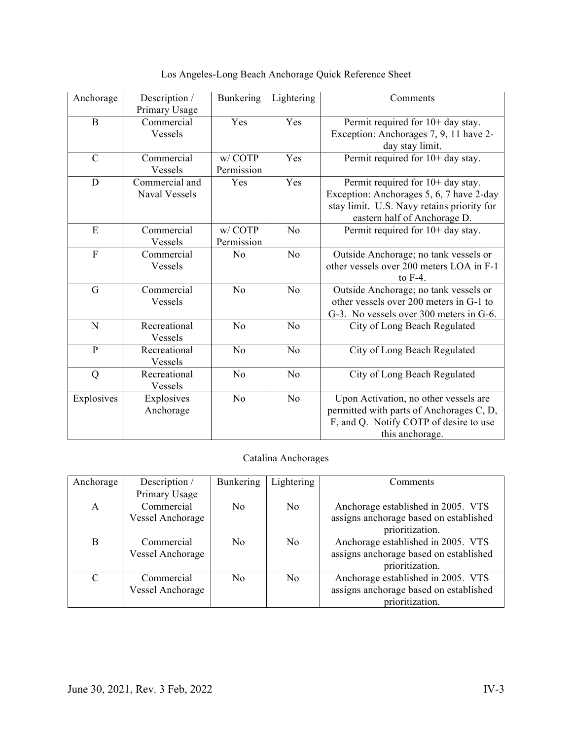Los Angeles-Long Beach Anchorage Quick Reference Sheet

| Anchorage | Description / Primary Usage | Bunkering | Lightering | Comments |
|---|---|---|---|---|
| B | Commercial Vessels | Yes | Yes | Permit required for 10+ day stay. Exception: Anchorages 7, 9, 11 have 2-day stay limit. |
| C | Commercial Vessels | w/ COTP Permission | Yes | Permit required for 10+ day stay. |
| D | Commercial and Naval Vessels | Yes | Yes | Permit required for 10+ day stay. Exception: Anchorages 5, 6, 7 have 2-day stay limit. U.S. Navy retains priority for eastern half of Anchorage D. |
| E | Commercial Vessels | w/ COTP Permission | No | Permit required for 10+ day stay. |
| F | Commercial Vessels | No | No | Outside Anchorage; no tank vessels or other vessels over 200 meters LOA in F-1 to F-4. |
| G | Commercial Vessels | No | No | Outside Anchorage; no tank vessels or other vessels over 200 meters in G-1 to G-3. No vessels over 300 meters in G-6. |
| N | Recreational Vessels | No | No | City of Long Beach Regulated |
| P | Recreational Vessels | No | No | City of Long Beach Regulated |
| Q | Recreational Vessels | No | No | City of Long Beach Regulated |
| Explosives | Explosives Anchorage | No | No | Upon Activation, no other vessels are permitted with parts of Anchorages C, D, F, and Q. Notify COTP of desire to use this anchorage. |

Catalina Anchorages

| Anchorage | Description / Primary Usage | Bunkering | Lightering | Comments |
|---|---|---|---|---|
| A | Commercial Vessel Anchorage | No | No | Anchorage established in 2005. VTS assigns anchorage based on established prioritization. |
| B | Commercial Vessel Anchorage | No | No | Anchorage established in 2005. VTS assigns anchorage based on established prioritization. |
| C | Commercial Vessel Anchorage | No | No | Anchorage established in 2005. VTS assigns anchorage based on established prioritization. |